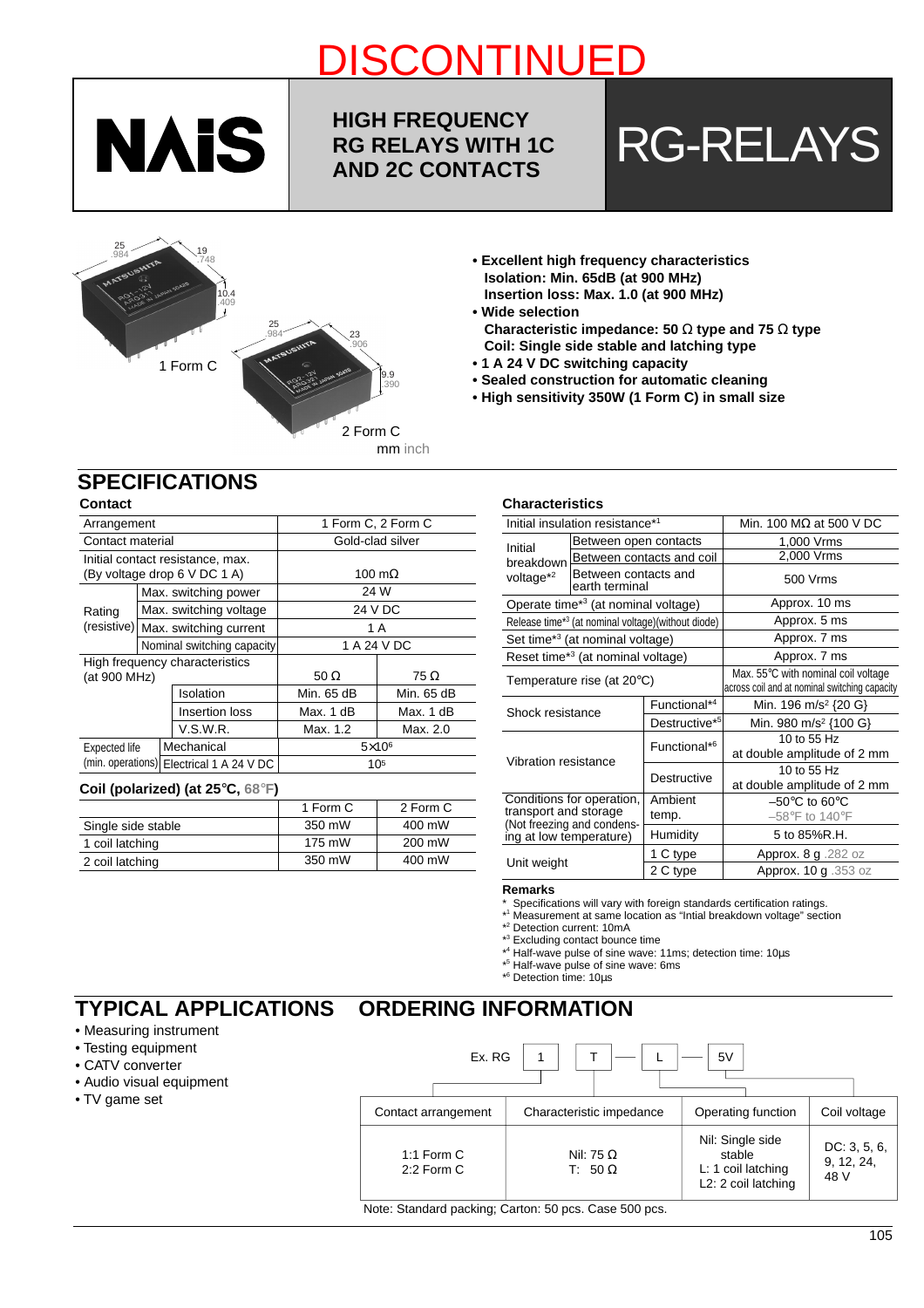# DISCONTINUED

NAiS

**HIGH FREQUENCY RG RELAYS WITH 1C AND 2C CONTACTS**

# RG-RELAYS

1 Form C

2 Form C

mm inch

- **Excellent high frequency characteristics**
  **Isolation: Min. 65dB (at 900 MHz)**
  **Insertion loss: Max. 1.0 (at 900 MHz)**
- **Wide selection**
  **Characteristic impedance: 50 Ω type and 75 Ω type**
  **Coil: Single side stable and latching type**
- **1 A 24 V DC switching capacity**
- **Sealed construction for automatic cleaning**
- **High sensitivity 350W (1 Form C) in small size**

## SPECIFICATIONS

### Contact

| Arrangement | | | 1 Form C, 2 Form C | |
|---|---|---|---|---|
| Contact material | | | Gold-clad silver | |
| Initial contact resistance, max. (By voltage drop 6 V DC 1 A) | | | 100 mΩ | |
| Rating (resistive) | Max. switching power | | 24 W | |
| | Max. switching voltage | | 24 V DC | |
| | Max. switching current | | 1 A | |
| | Nominal switching capacity | | 1 A 24 V DC | |
| High frequency characteristics (at 900 MHz) | | | 50 Ω | 75 Ω |
| | | Isolation | Min. 65 dB | Min. 65 dB |
| | | Insertion loss | Max. 1 dB | Max. 1 dB |
| | | V.S.W.R. | Max. 1.2 | Max. 2.0 |
| Expected life (min. operations) | Mechanical | | $5 \times 10^6$ | |
| | Electrical 1 A 24 V DC | | $10^5$ | |

### Coil (polarized) (at 25°C, 68°F)

| | 1 Form C | 2 Form C |
|---|---|---|
| Single side stable | 350 mW | 400 mW |
| 1 coil latching | 175 mW | 200 mW |
| 2 coil latching | 350 mW | 400 mW |

### Characteristics

| Initial insulation resistance*[1] | | Min. 100 MΩ at 500 V DC |
|---|---|---|
| Initial breakdown voltage*[2] | Between open contacts | 1,000 Vrms |
| | Between contacts and coil | 2,000 Vrms |
| | Between contacts and earth terminal | 500 Vrms |
| Operate time*[3] (at nominal voltage) | | Approx. 10 ms |
| Release time*[3] (at nominal voltage)(without diode) | | Approx. 5 ms |
| Set time*[3] (at nominal voltage) | | Approx. 7 ms |
| Reset time*[3] (at nominal voltage) | | Approx. 7 ms |
| Temperature rise (at 20°C) | | Max. 55°C with nominal coil voltage across coil and at nominal switching capacity |
| Shock resistance | Functional*[4] | Min. 196 m/s² {20 G} |
| | Destructive*[5] | Min. 980 m/s² {100 G} |
| Vibration resistance | Functional*[6] | 10 to 55 Hz at double amplitude of 2 mm |
| | Destructive | 10 to 55 Hz at double amplitude of 2 mm |
| Conditions for operation, transport and storage (Not freezing and condensing at low temperature) | Ambient temp. | –50°C to 60°C –58°F to 140°F |
| | Humidity | 5 to 85%R.H. |
| Unit weight | 1 C type | Approx. 8 g .282 oz |
| | 2 C type | Approx. 10 g .353 oz |

**Remarks**

\* Specifications will vary with foreign standards certification ratings.
*[1] Measurement at same location as "Intial breakdown voltage" section
*[2] Detection current: 10mA
*[3] Excluding contact bounce time
*[4] Half-wave pulse of sine wave: 11ms; detection time: 10µs
*[5] Half-wave pulse of sine wave: 6ms
*[6] Detection time: 10µs

## TYPICAL APPLICATIONS

- Measuring instrument
- Testing equipment
- CATV converter
- Audio visual equipment
- TV game set

## ORDERING INFORMATION

Ex. RG | 1 | T | L | 5V

| Contact arrangement | Characteristic impedance | Operating function | Coil voltage |
|---|---|---|---|
| 1:1 Form C<br>2:2 Form C | Nil: 75 Ω<br>T: 50 Ω | Nil: Single side stable<br>L: 1 coil latching<br>L2: 2 coil latching | DC: 3, 5, 6, 9, 12, 24, 48 V |

Note: Standard packing; Carton: 50 pcs. Case 500 pcs.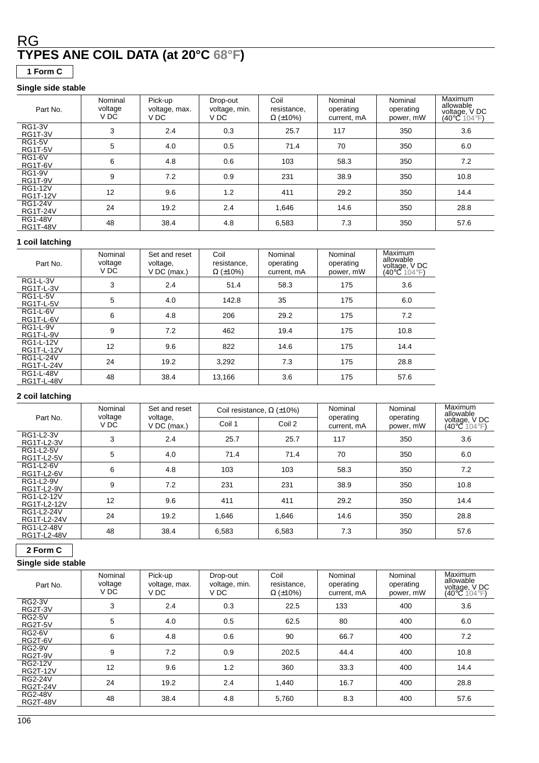# RG

## TYPES ANE COIL DATA (at 20°C 68°F)

### 1 Form C

**Single side stable**

| Part No. | Nominal voltage V DC | Pick-up voltage, max. V DC | Drop-out voltage, min. V DC | Coil resistance, Ω (±10%) | Nominal operating current, mA | Nominal operating power, mW | Maximum allowable voltage, V DC (40°C 104°F) |
|---|---|---|---|---|---|---|---|
| RG1-3V<br>RG1T-3V | 3 | 2.4 | 0.3 | 25.7 | 117 | 350 | 3.6 |
| RG1-5V<br>RG1T-5V | 5 | 4.0 | 0.5 | 71.4 | 70 | 350 | 6.0 |
| RG1-6V<br>RG1T-6V | 6 | 4.8 | 0.6 | 103 | 58.3 | 350 | 7.2 |
| RG1-9V<br>RG1T-9V | 9 | 7.2 | 0.9 | 231 | 38.9 | 350 | 10.8 |
| RG1-12V<br>RG1T-12V | 12 | 9.6 | 1.2 | 411 | 29.2 | 350 | 14.4 |
| RG1-24V<br>RG1T-24V | 24 | 19.2 | 2.4 | 1,646 | 14.6 | 350 | 28.8 |
| RG1-48V<br>RG1T-48V | 48 | 38.4 | 4.8 | 6,583 | 7.3 | 350 | 57.6 |

**1 coil latching**

| Part No. | Nominal voltage V DC | Set and reset voltage, V DC (max.) | Coil resistance, Ω (±10%) | Nominal operating current, mA | Nominal operating power, mW | Maximum allowable voltage, V DC (40°C 104°F) |
|---|---|---|---|---|---|---|
| RG1-L-3V<br>RG1T-L-3V | 3 | 2.4 | 51.4 | 58.3 | 175 | 3.6 |
| RG1-L-5V<br>RG1T-L-5V | 5 | 4.0 | 142.8 | 35 | 175 | 6.0 |
| RG1-L-6V<br>RG1T-L-6V | 6 | 4.8 | 206 | 29.2 | 175 | 7.2 |
| RG1-L-9V<br>RG1T-L-9V | 9 | 7.2 | 462 | 19.4 | 175 | 10.8 |
| RG1-L-12V<br>RG1T-L-12V | 12 | 9.6 | 822 | 14.6 | 175 | 14.4 |
| RG1-L-24V<br>RG1T-L-24V | 24 | 19.2 | 3,292 | 7.3 | 175 | 28.8 |
| RG1-L-48V<br>RG1T-L-48V | 48 | 38.4 | 13,166 | 3.6 | 175 | 57.6 |

**2 coil latching**

| Part No. | Nominal voltage V DC | Set and reset voltage, V DC (max.) | Coil resistance, Ω (±10%) | | Nominal operating current, mA | Nominal operating power, mW | Maximum allowable voltage, V DC (40°C 104°F) |
|---|---|---|---|---|---|---|---|
| | | | Coil 1 | Coil 2 | | | |
| RG1-L2-3V<br>RG1T-L2-3V | 3 | 2.4 | 25.7 | 25.7 | 117 | 350 | 3.6 |
| RG1-L2-5V<br>RG1T-L2-5V | 5 | 4.0 | 71.4 | 71.4 | 70 | 350 | 6.0 |
| RG1-L2-6V<br>RG1T-L2-6V | 6 | 4.8 | 103 | 103 | 58.3 | 350 | 7.2 |
| RG1-L2-9V<br>RG1T-L2-9V | 9 | 7.2 | 231 | 231 | 38.9 | 350 | 10.8 |
| RG1-L2-12V<br>RG1T-L2-12V | 12 | 9.6 | 411 | 411 | 29.2 | 350 | 14.4 |
| RG1-L2-24V<br>RG1T-L2-24V | 24 | 19.2 | 1,646 | 1,646 | 14.6 | 350 | 28.8 |
| RG1-L2-48V<br>RG1T-L2-48V | 48 | 38.4 | 6,583 | 6,583 | 7.3 | 350 | 57.6 |

### 2 Form C

**Single side stable**

| Part No. | Nominal voltage V DC | Pick-up voltage, max. V DC | Drop-out voltage, min. V DC | Coil resistance, Ω (±10%) | Nominal operating current, mA | Nominal operating power, mW | Maximum allowable voltage, V DC (40°C 104°F) |
|---|---|---|---|---|---|---|---|
| RG2-3V<br>RG2T-3V | 3 | 2.4 | 0.3 | 22.5 | 133 | 400 | 3.6 |
| RG2-5V<br>RG2T-5V | 5 | 4.0 | 0.5 | 62.5 | 80 | 400 | 6.0 |
| RG2-6V<br>RG2T-6V | 6 | 4.8 | 0.6 | 90 | 66.7 | 400 | 7.2 |
| RG2-9V<br>RG2T-9V | 9 | 7.2 | 0.9 | 202.5 | 44.4 | 400 | 10.8 |
| RG2-12V<br>RG2T-12V | 12 | 9.6 | 1.2 | 360 | 33.3 | 400 | 14.4 |
| RG2-24V<br>RG2T-24V | 24 | 19.2 | 2.4 | 1,440 | 16.7 | 400 | 28.8 |
| RG2-48V<br>RG2T-48V | 48 | 38.4 | 4.8 | 5,760 | 8.3 | 400 | 57.6 |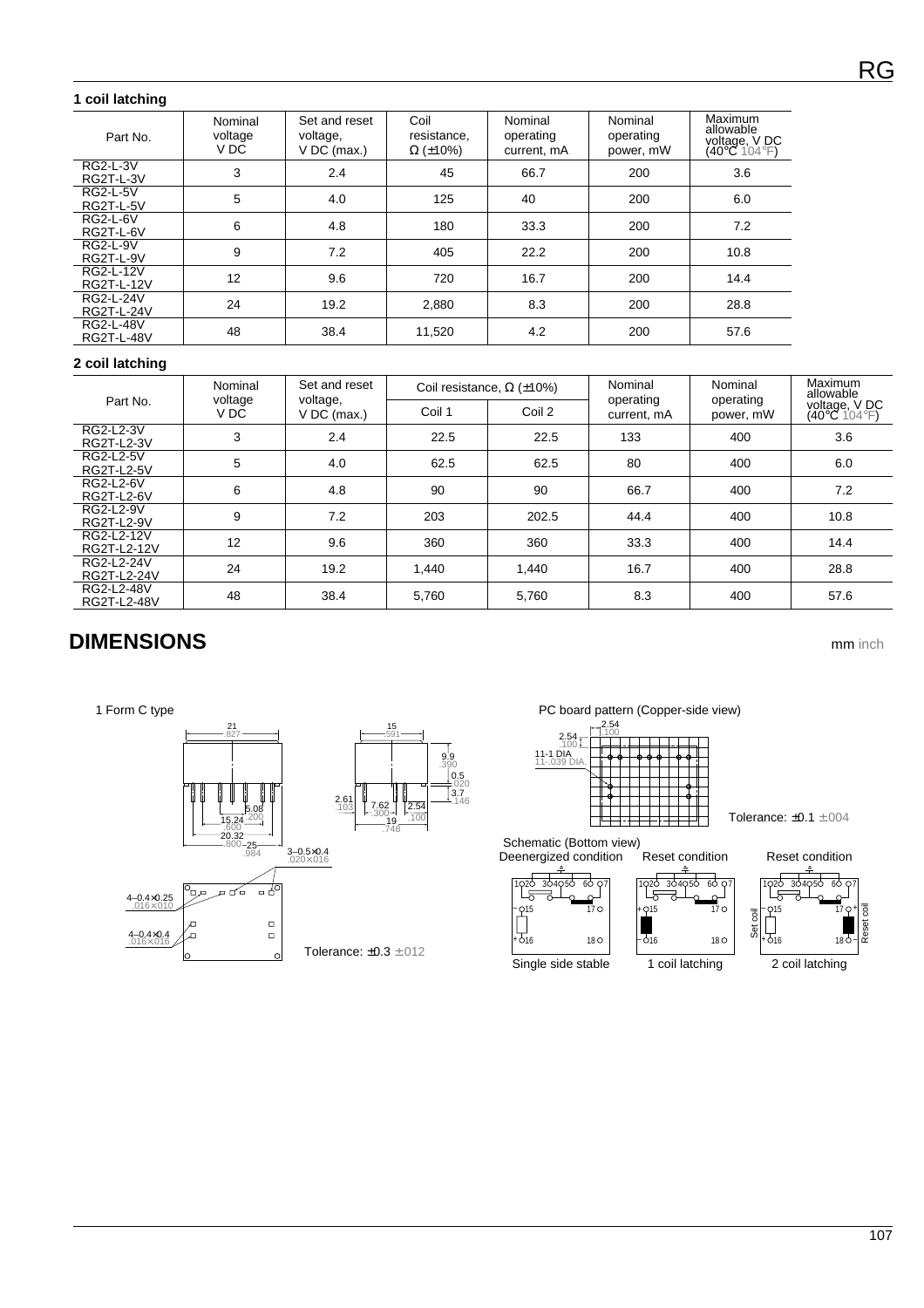### 1 coil latching

| Part No. | Nominal voltage V DC | Set and reset voltage, V DC (max.) | Coil resistance, Ω (±10%) | Nominal operating current, mA | Nominal operating power, mW | Maximum allowable voltage, V DC (40°C 104°F) |
|---|---|---|---|---|---|---|
| RG2-L-3V<br>RG2T-L-3V | 3 | 2.4 | 45 | 66.7 | 200 | 3.6 |
| RG2-L-5V<br>RG2T-L-5V | 5 | 4.0 | 125 | 40 | 200 | 6.0 |
| RG2-L-6V<br>RG2T-L-6V | 6 | 4.8 | 180 | 33.3 | 200 | 7.2 |
| RG2-L-9V<br>RG2T-L-9V | 9 | 7.2 | 405 | 22.2 | 200 | 10.8 |
| RG2-L-12V<br>RG2T-L-12V | 12 | 9.6 | 720 | 16.7 | 200 | 14.4 |
| RG2-L-24V<br>RG2T-L-24V | 24 | 19.2 | 2,880 | 8.3 | 200 | 28.8 |
| RG2-L-48V<br>RG2T-L-48V | 48 | 38.4 | 11,520 | 4.2 | 200 | 57.6 |

### 2 coil latching

| Part No. | Nominal voltage V DC | Set and reset voltage, V DC (max.) | Coil resistance, Ω (±10%) | | Nominal operating current, mA | Nominal operating power, mW | Maximum allowable voltage, V DC (40°C 104°F) |
|---|---|---|---|---|---|---|---|
| | | | Coil 1 | Coil 2 | | | |
| RG2-L2-3V<br>RG2T-L2-3V | 3 | 2.4 | 22.5 | 22.5 | 133 | 400 | 3.6 |
| RG2-L2-5V<br>RG2T-L2-5V | 5 | 4.0 | 62.5 | 62.5 | 80 | 400 | 6.0 |
| RG2-L2-6V<br>RG2T-L2-6V | 6 | 4.8 | 90 | 90 | 66.7 | 400 | 7.2 |
| RG2-L2-9V<br>RG2T-L2-9V | 9 | 7.2 | 203 | 202.5 | 44.4 | 400 | 10.8 |
| RG2-L2-12V<br>RG2T-L2-12V | 12 | 9.6 | 360 | 360 | 33.3 | 400 | 14.4 |
| RG2-L2-24V<br>RG2T-L2-24V | 24 | 19.2 | 1,440 | 1,440 | 16.7 | 400 | 28.8 |
| RG2-L2-48V<br>RG2T-L2-48V | 48 | 38.4 | 5,760 | 5,760 | 8.3 | 400 | 57.6 |

## DIMENSIONS

mm inch

1 Form C type

21 .827; 15 .591; 9.9 .390; 0.5 .020; 3.7 .146; 2.61 .103; 7.62 .300; 2.54 .100; 19 .748; 5.08 .200; 15.24 .600; 20.32 .800; 25 .984; 3–0.5×0.4 .020×.016; 4–0.4×0.25 .016×.010; 4–0.4×0.4 .016×.016

Tolerance: ±0.3 ±.012

PC board pattern (Copper-side view)

2.54 .100; 2.54 .100; 11-1 DIA 11-.039 DIA.

Tolerance: ±0.1 ±.004

Schematic (Bottom view)

Deenergized condition — Single side stable

Reset condition — 1 coil latching

Reset condition — 2 coil latching (Set coil, Reset coil)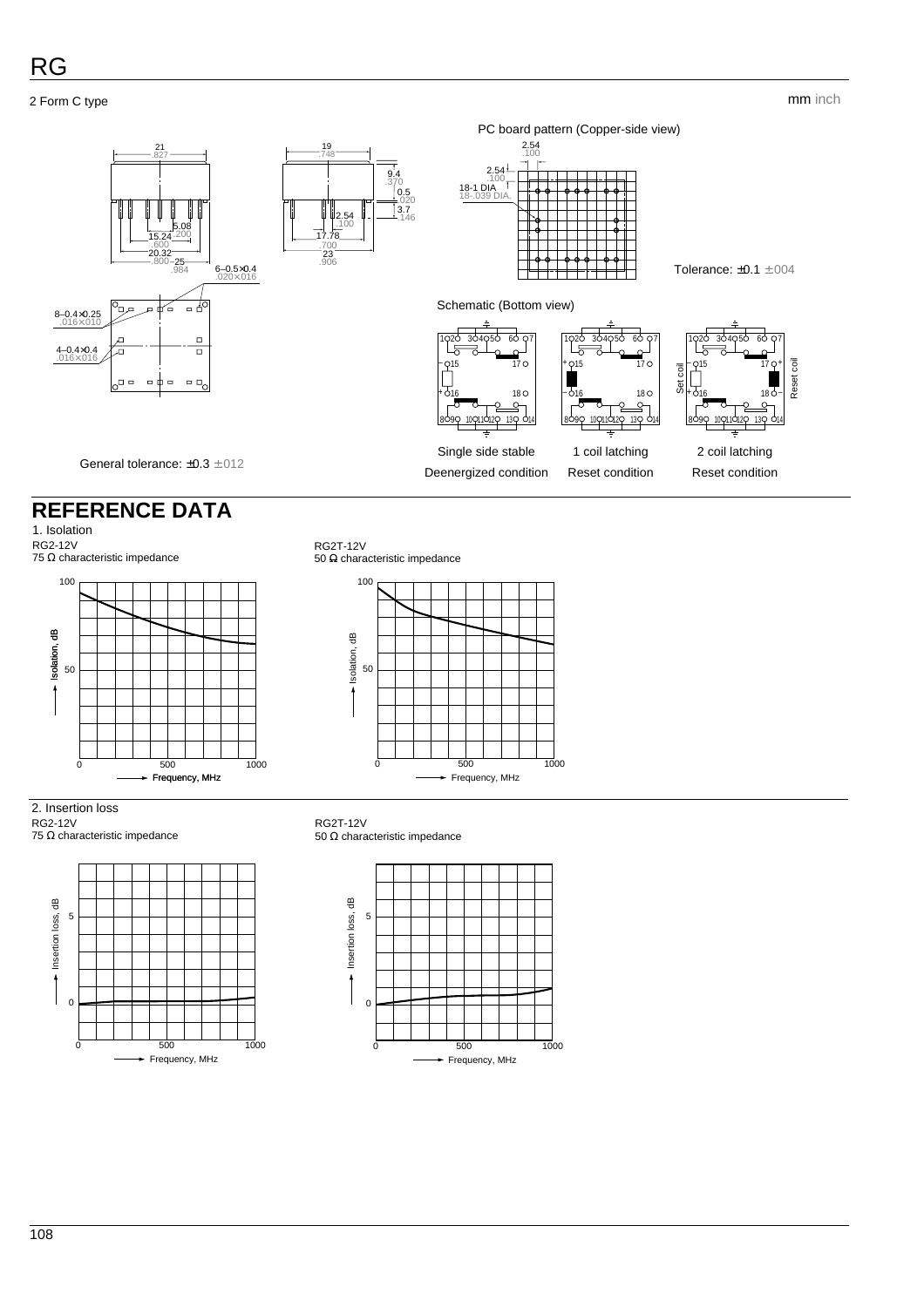# RG

2 Form C type

mm inch

PC board pattern (Copper-side view)

2.54 .100

2.54 .100

18-1 DIA. 18-.039 DIA.

Tolerance: ±0.1 ±.004

21 .827

19 .748

9.4 .370

0.5 .020

3.7 .146

2.54 .100

5.08 .200

15.24 .600

20.32 .800

25 .984

17.78 .700

23 .906

6–0.5×0.4 .020×.016

8–0.4×0.25 .016×.010

4–0.4×0.4 .016×.016

General tolerance: ±0.3 ±.012

Schematic (Bottom view)

| Single side stable | 1 coil latching | 2 coil latching |
|---|---|---|
| Deenergized condition | Reset condition | Reset condition |

## REFERENCE DATA

### 1. Isolation

RG2-12V
75 Ω characteristic impedance

RG2T-12V
50 Ω characteristic impedance

### 2. Insertion loss

RG2-12V
75 Ω characteristic impedance

RG2T-12V
50 Ω characteristic impedance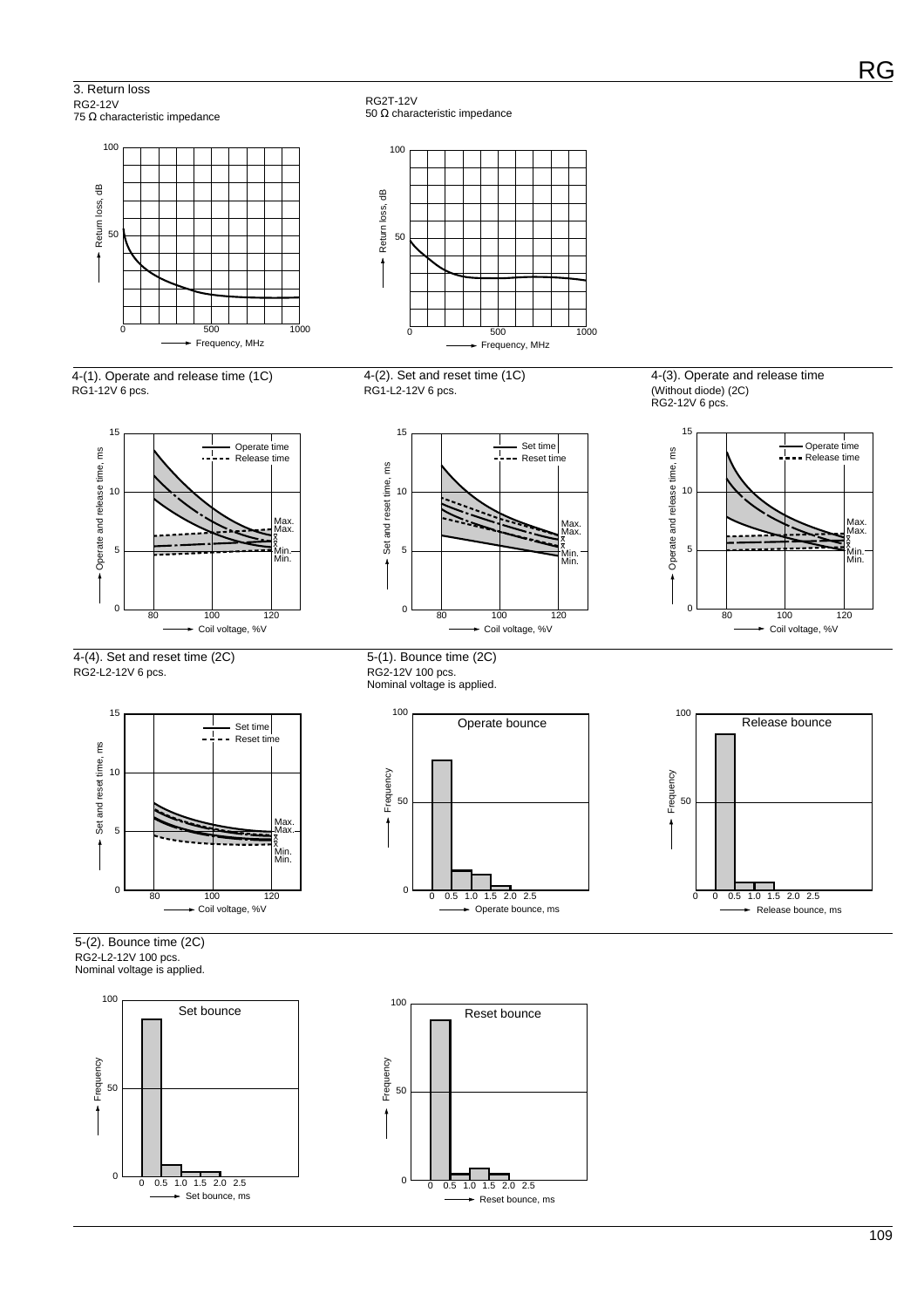### 3. Return loss

RG2-12V
75 Ω characteristic impedance

RG2T-12V
50 Ω characteristic impedance

### 4-(1). Operate and release time (1C)

RG1-12V 6 pcs.

### 4-(2). Set and reset time (1C)

RG1-L2-12V 6 pcs.

### 4-(3). Operate and release time

(Without diode) (2C)
RG2-12V 6 pcs.

### 4-(4). Set and reset time (2C)

RG2-L2-12V 6 pcs.

### 5-(1). Bounce time (2C)

RG2-12V 100 pcs.
Nominal voltage is applied.

### 5-(2). Bounce time (2C)

RG2-L2-12V 100 pcs.
Nominal voltage is applied.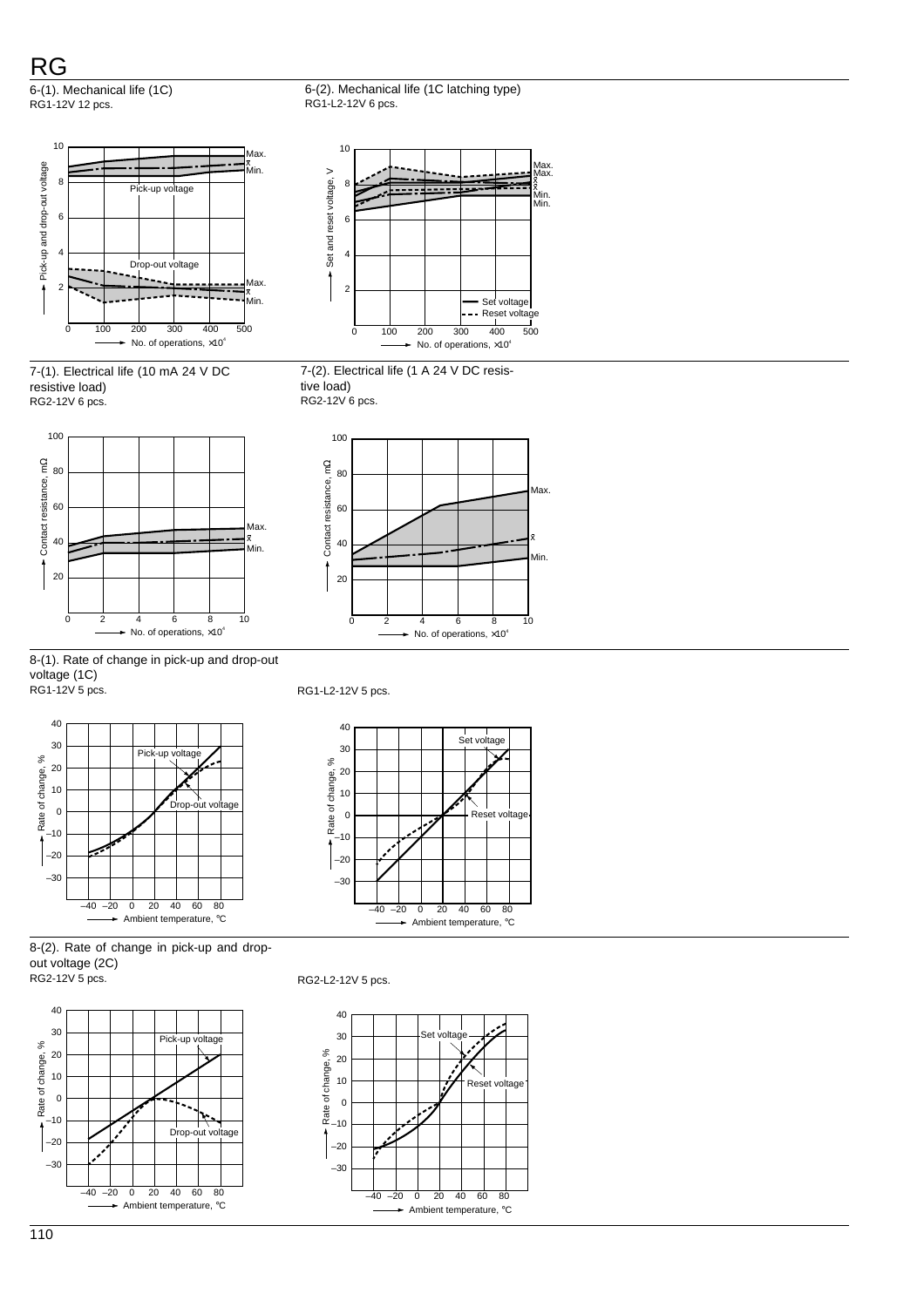## 6-(1). Mechanical life (1C)

RG1-12V 12 pcs.

Pick-up and drop-out voltage

Max.
x̄
Min.

Pick-up voltage

Drop-out voltage

Max.
x̄
Min.

No. of operations, ×10⁴

## 6-(2). Mechanical life (1C latching type)

RG1-L2-12V 6 pcs.

Set and reset voltage, V

Max.
Max.
x̄
x̄
Min.
Min.

Set voltage
Reset voltage

No. of operations, ×10⁴

## 7-(1). Electrical life (10 mA 24 V DC resistive load)

RG2-12V 6 pcs.

Contact resistance, mΩ

Max.
x̄
Min.

No. of operations, ×10⁴

## 7-(2). Electrical life (1 A 24 V DC resistive load)

RG2-12V 6 pcs.

Contact resistance, mΩ

Max.
x̄
Min.

No. of operations, ×10⁴

## 8-(1). Rate of change in pick-up and drop-out voltage (1C)

RG1-12V 5 pcs.

Rate of change, %

Pick-up voltage

Drop-out voltage

Ambient temperature, °C

RG1-L2-12V 5 pcs.

Rate of change, %

Set voltage

Reset voltage

Ambient temperature, °C

## 8-(2). Rate of change in pick-up and drop-out voltage (2C)

RG2-12V 5 pcs.

Rate of change, %

Pick-up voltage

Drop-out voltage

Ambient temperature, °C

RG2-L2-12V 5 pcs.

Rate of change, %

Set voltage

Reset voltage

Ambient temperature, °C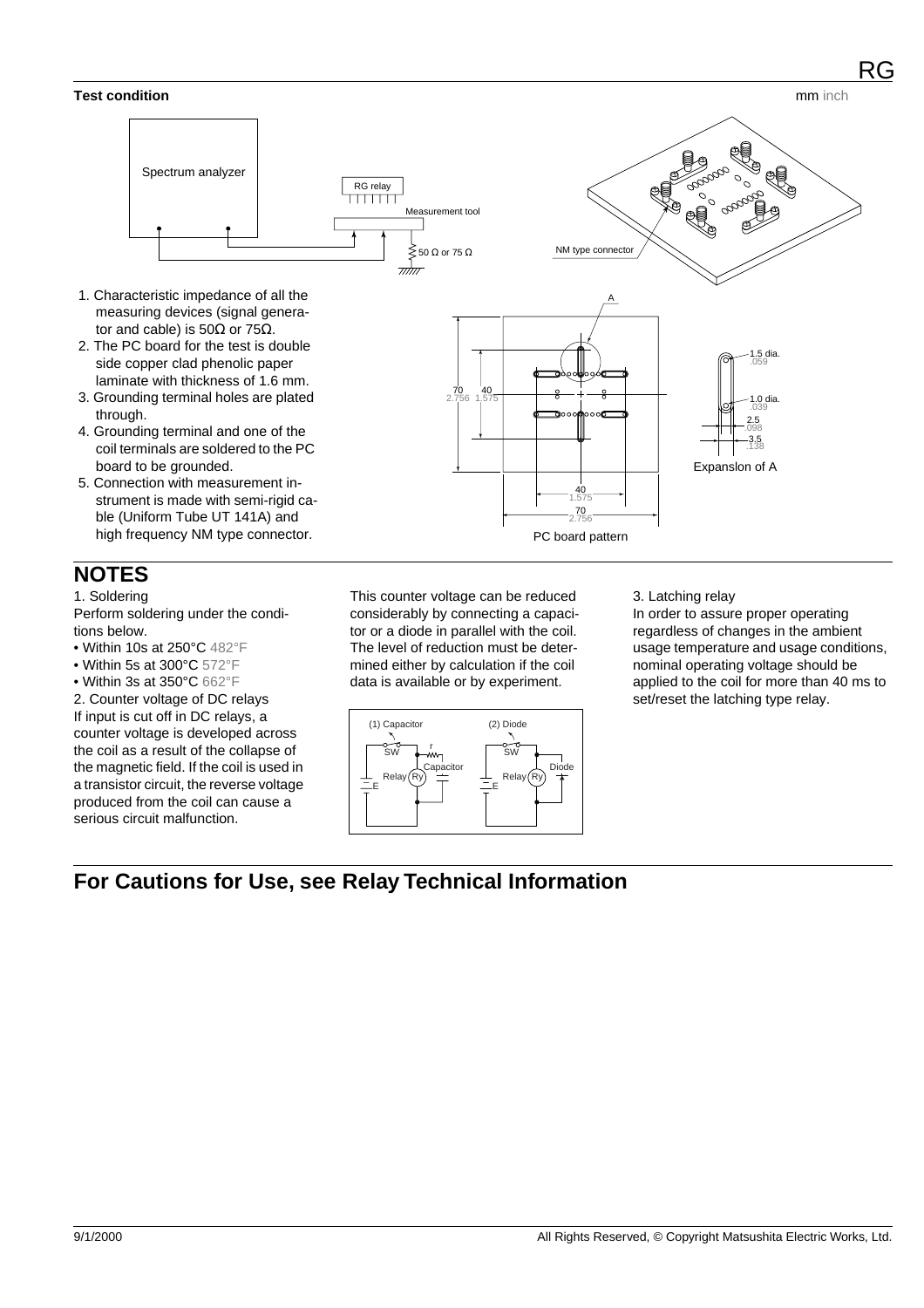**Test condition**

mm inch

Spectrum analyzer

RG relay

Measurement tool

50 Ω or 75 Ω

NM type connector

1. Characteristic impedance of all the measuring devices (signal generator and cable) is 50Ω or 75Ω.
2. The PC board for the test is double side copper clad phenolic paper laminate with thickness of 1.6 mm.
3. Grounding terminal holes are plated through.
4. Grounding terminal and one of the coil terminals are soldered to the PC board to be grounded.
5. Connection with measurement instrument is made with semi-rigid cable (Uniform Tube UT 141A) and high frequency NM type connector.

A

70
2.756

40
1.575

40
1.575

70
2.756

PC board pattern

1.5 dia.
.059

1.0 dia.
.039

2.5
.098

3.5
.138

Expansion of A

## NOTES

1. Soldering

Perform soldering under the conditions below.

- Within 10s at 250°C 482°F
- Within 5s at 300°C 572°F
- Within 3s at 350°C 662°F

2. Counter voltage of DC relays

If input is cut off in DC relays, a counter voltage is developed across the coil as a result of the collapse of the magnetic field. If the coil is used in a transistor circuit, the reverse voltage produced from the coil can cause a serious circuit malfunction.

This counter voltage can be reduced considerably by connecting a capacitor or a diode in parallel with the coil. The level of reduction must be determined either by calculation if the coil data is available or by experiment.

(1) Capacitor

SW

r

Capacitor

Relay Ry

E

(2) Diode

SW

Diode

Relay Ry

E

3. Latching relay

In order to assure proper operating regardless of changes in the ambient usage temperature and usage conditions, nominal operating voltage should be applied to the coil for more than 40 ms to set/reset the latching type relay.

## For Cautions for Use, see Relay Technical Information